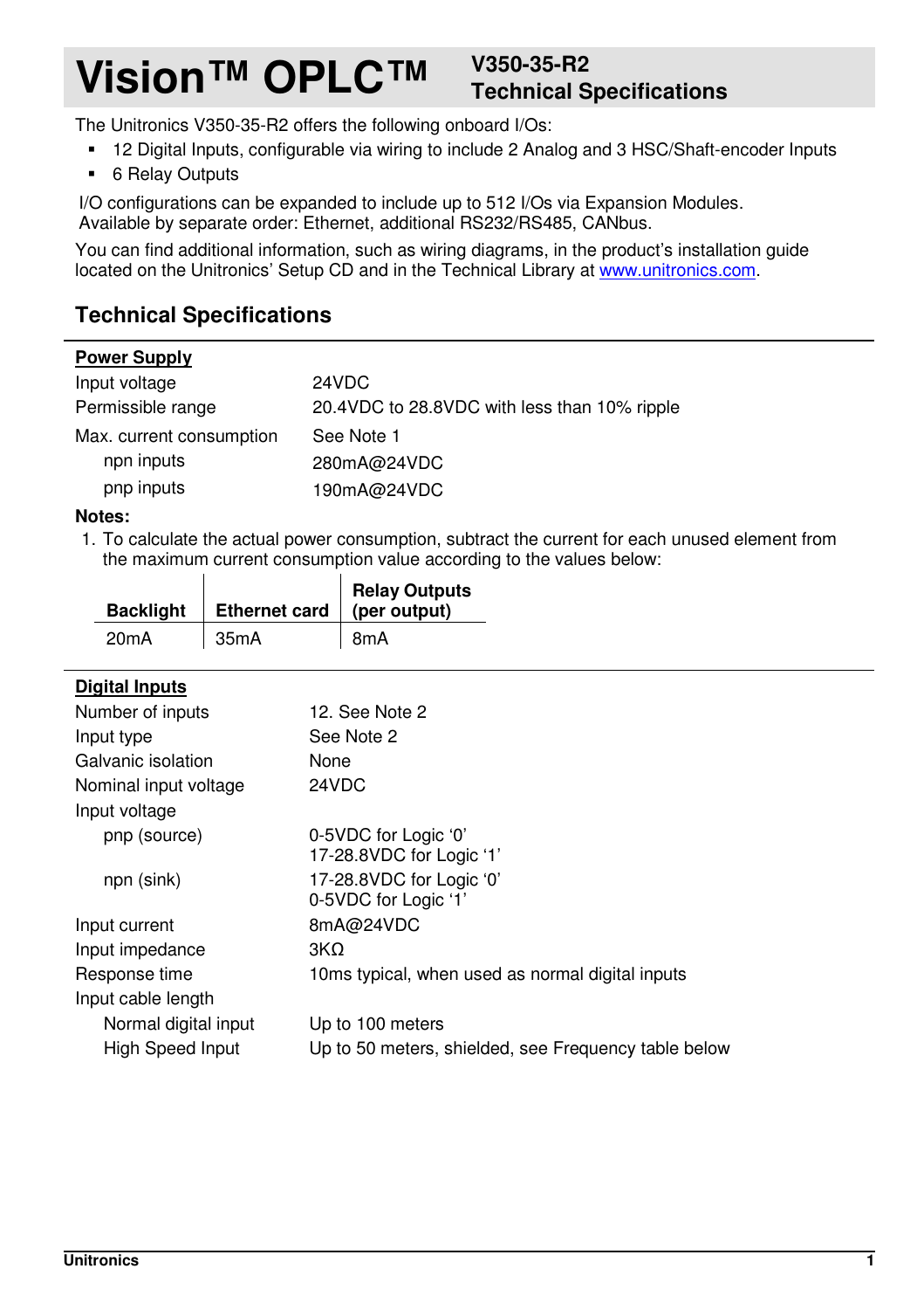# Vision™ OPLC™

**V350-35-R2**
**Technical Specifications**

The Unitronics V350-35-R2 offers the following onboard I/Os:

- 12 Digital Inputs, configurable via wiring to include 2 Analog and 3 HSC/Shaft-encoder Inputs
- 6 Relay Outputs

I/O configurations can be expanded to include up to 512 I/Os via Expansion Modules.
Available by separate order: Ethernet, additional RS232/RS485, CANbus.

You can find additional information, such as wiring diagrams, in the product's installation guide located on the Unitronics' Setup CD and in the Technical Library at www.unitronics.com.

## Technical Specifications

### Power Supply

| | |
|---|---|
| Input voltage | 24VDC |
| Permissible range | 20.4VDC to 28.8VDC with less than 10% ripple |
| Max. current consumption | See Note 1 |
| npn inputs | 280mA@24VDC |
| pnp inputs | 190mA@24VDC |

**Notes:**

1. To calculate the actual power consumption, subtract the current for each unused element from the maximum current consumption value according to the values below:

| Backlight | Ethernet card | Relay Outputs (per output) |
|---|---|---|
| 20mA | 35mA | 8mA |

### Digital Inputs

| | |
|---|---|
| Number of inputs | 12. See Note 2 |
| Input type | See Note 2 |
| Galvanic isolation | None |
| Nominal input voltage | 24VDC |
| Input voltage | |
| pnp (source) | 0-5VDC for Logic '0'<br>17-28.8VDC for Logic '1' |
| npn (sink) | 17-28.8VDC for Logic '0'<br>0-5VDC for Logic '1' |
| Input current | 8mA@24VDC |
| Input impedance | 3KΩ |
| Response time | 10ms typical, when used as normal digital inputs |
| Input cable length | |
| Normal digital input | Up to 100 meters |
| High Speed Input | Up to 50 meters, shielded, see Frequency table below |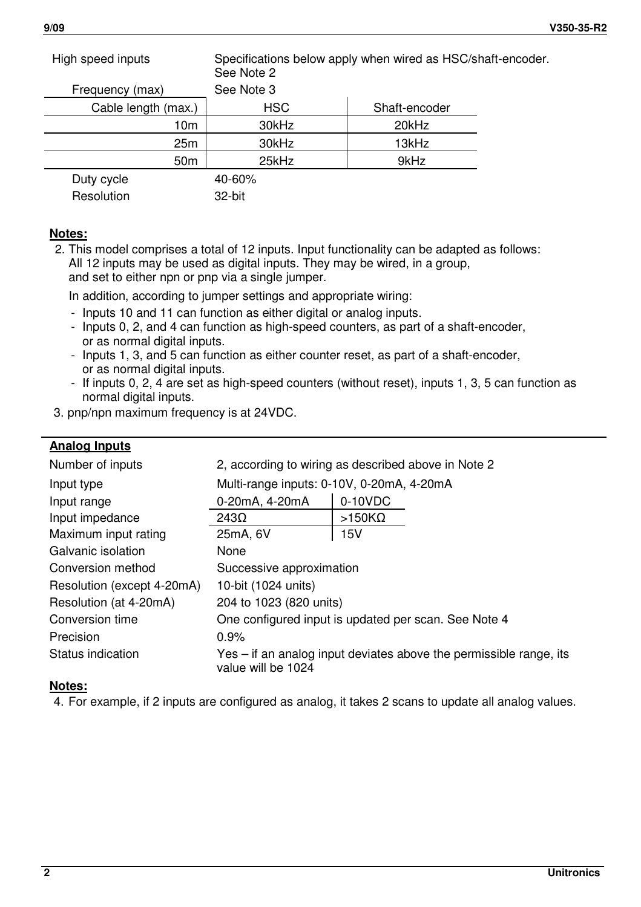| High speed inputs | Specifications below apply when wired as HSC/shaft-encoder. See Note 2 | |
|---|---|---|
| Frequency (max) | See Note 3 | |
| Cable length (max.) | HSC | Shaft-encoder |
| 10m | 30kHz | 20kHz |
| 25m | 30kHz | 13kHz |
| 50m | 25kHz | 9kHz |
| Duty cycle | 40-60% | |
| Resolution | 32-bit | |

**Notes:**

2. This model comprises a total of 12 inputs. Input functionality can be adapted as follows:
   All 12 inputs may be used as digital inputs. They may be wired, in a group, and set to either npn or pnp via a single jumper.

   In addition, according to jumper settings and appropriate wiring:
   - Inputs 10 and 11 can function as either digital or analog inputs.
   - Inputs 0, 2, and 4 can function as high-speed counters, as part of a shaft-encoder, or as normal digital inputs.
   - Inputs 1, 3, and 5 can function as either counter reset, as part of a shaft-encoder, or as normal digital inputs.
   - If inputs 0, 2, 4 are set as high-speed counters (without reset), inputs 1, 3, 5 can function as normal digital inputs.
3. pnp/npn maximum frequency is at 24VDC.

**Analog Inputs**

| | | |
|---|---|---|
| Number of inputs | 2, according to wiring as described above in Note 2 | |
| Input type | Multi-range inputs: 0-10V, 0-20mA, 4-20mA | |
| Input range | 0-20mA, 4-20mA | 0-10VDC |
| Input impedance | 243Ω | >150KΩ |
| Maximum input rating | 25mA, 6V | 15V |
| Galvanic isolation | None | |
| Conversion method | Successive approximation | |
| Resolution (except 4-20mA) | 10-bit (1024 units) | |
| Resolution (at 4-20mA) | 204 to 1023 (820 units) | |
| Conversion time | One configured input is updated per scan. See Note 4 | |
| Precision | 0.9% | |
| Status indication | Yes – if an analog input deviates above the permissible range, its value will be 1024 | |

**Notes:**

4. For example, if 2 inputs are configured as analog, it takes 2 scans to update all analog values.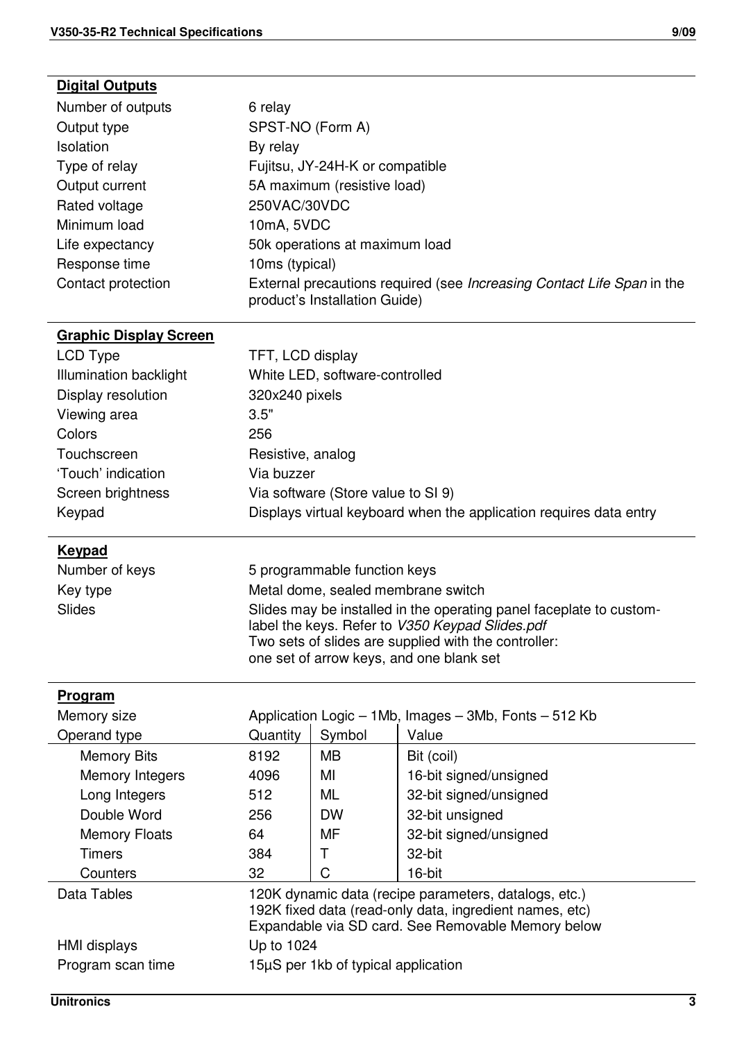| | |
|---|---|
| **Digital Outputs** | |
| Number of outputs | 6 relay |
| Output type | SPST-NO (Form A) |
| Isolation | By relay |
| Type of relay | Fujitsu, JY-24H-K or compatible |
| Output current | 5A maximum (resistive load) |
| Rated voltage | 250VAC/30VDC |
| Minimum load | 10mA, 5VDC |
| Life expectancy | 50k operations at maximum load |
| Response time | 10ms (typical) |
| Contact protection | External precautions required (see *Increasing Contact Life Span* in the product's Installation Guide) |

| | |
|---|---|
| **Graphic Display Screen** | |
| LCD Type | TFT, LCD display |
| Illumination backlight | White LED, software-controlled |
| Display resolution | 320x240 pixels |
| Viewing area | 3.5" |
| Colors | 256 |
| Touchscreen | Resistive, analog |
| 'Touch' indication | Via buzzer |
| Screen brightness | Via software (Store value to SI 9) |
| Keypad | Displays virtual keyboard when the application requires data entry |

| | |
|---|---|
| **Keypad** | |
| Number of keys | 5 programmable function keys |
| Key type | Metal dome, sealed membrane switch |
| Slides | Slides may be installed in the operating panel faceplate to custom-label the keys. Refer to *V350 Keypad Slides.pdf*<br>Two sets of slides are supplied with the controller:<br>one set of arrow keys, and one blank set |

**Program**

Memory size: Application Logic – 1Mb, Images – 3Mb, Fonts – 512 Kb

| Operand type | Quantity | Symbol | Value |
|---|---|---|---|
| Memory Bits | 8192 | MB | Bit (coil) |
| Memory Integers | 4096 | MI | 16-bit signed/unsigned |
| Long Integers | 512 | ML | 32-bit signed/unsigned |
| Double Word | 256 | DW | 32-bit unsigned |
| Memory Floats | 64 | MF | 32-bit signed/unsigned |
| Timers | 384 | T | 32-bit |
| Counters | 32 | C | 16-bit |

| | |
|---|---|
| Data Tables | 120K dynamic data (recipe parameters, datalogs, etc.)<br>192K fixed data (read-only data, ingredient names, etc)<br>Expandable via SD card. See Removable Memory below |
| HMI displays | Up to 1024 |
| Program scan time | 15µS per 1kb of typical application |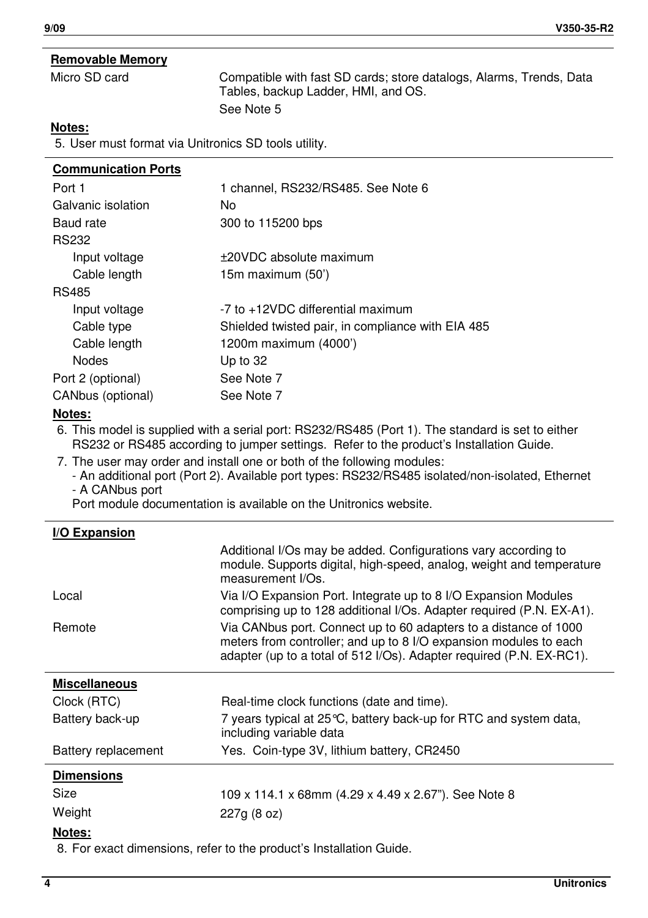## Removable Memory

| | |
|---|---|
| Micro SD card | Compatible with fast SD cards; store datalogs, Alarms, Trends, Data Tables, backup Ladder, HMI, and OS. See Note 5 |

**Notes:**

5. User must format via Unitronics SD tools utility.

## Communication Ports

| | |
|---|---|
| Port 1 | 1 channel, RS232/RS485. See Note 6 |
| Galvanic isolation | No |
| Baud rate | 300 to 115200 bps |
| RS232 | |
| Input voltage | ±20VDC absolute maximum |
| Cable length | 15m maximum (50') |
| RS485 | |
| Input voltage | -7 to +12VDC differential maximum |
| Cable type | Shielded twisted pair, in compliance with EIA 485 |
| Cable length | 1200m maximum (4000') |
| Nodes | Up to 32 |
| Port 2 (optional) | See Note 7 |
| CANbus (optional) | See Note 7 |

**Notes:**

6. This model is supplied with a serial port: RS232/RS485 (Port 1). The standard is set to either RS232 or RS485 according to jumper settings. Refer to the product's Installation Guide.
7. The user may order and install one or both of the following modules:
   - An additional port (Port 2). Available port types: RS232/RS485 isolated/non-isolated, Ethernet
   - A CANbus port

   Port module documentation is available on the Unitronics website.

## I/O Expansion

| | |
|---|---|
| | Additional I/Os may be added. Configurations vary according to module. Supports digital, high-speed, analog, weight and temperature measurement I/Os. |
| Local | Via I/O Expansion Port. Integrate up to 8 I/O Expansion Modules comprising up to 128 additional I/Os. Adapter required (P.N. EX-A1). |
| Remote | Via CANbus port. Connect up to 60 adapters to a distance of 1000 meters from controller; and up to 8 I/O expansion modules to each adapter (up to a total of 512 I/Os). Adapter required (P.N. EX-RC1). |

## Miscellaneous

| | |
|---|---|
| Clock (RTC) | Real-time clock functions (date and time). |
| Battery back-up | 7 years typical at 25°C, battery back-up for RTC and system data, including variable data |
| Battery replacement | Yes. Coin-type 3V, lithium battery, CR2450 |

## Dimensions

| | |
|---|---|
| Size | 109 x 114.1 x 68mm (4.29 x 4.49 x 2.67"). See Note 8 |
| Weight | 227g (8 oz) |

**Notes:**

8. For exact dimensions, refer to the product's Installation Guide.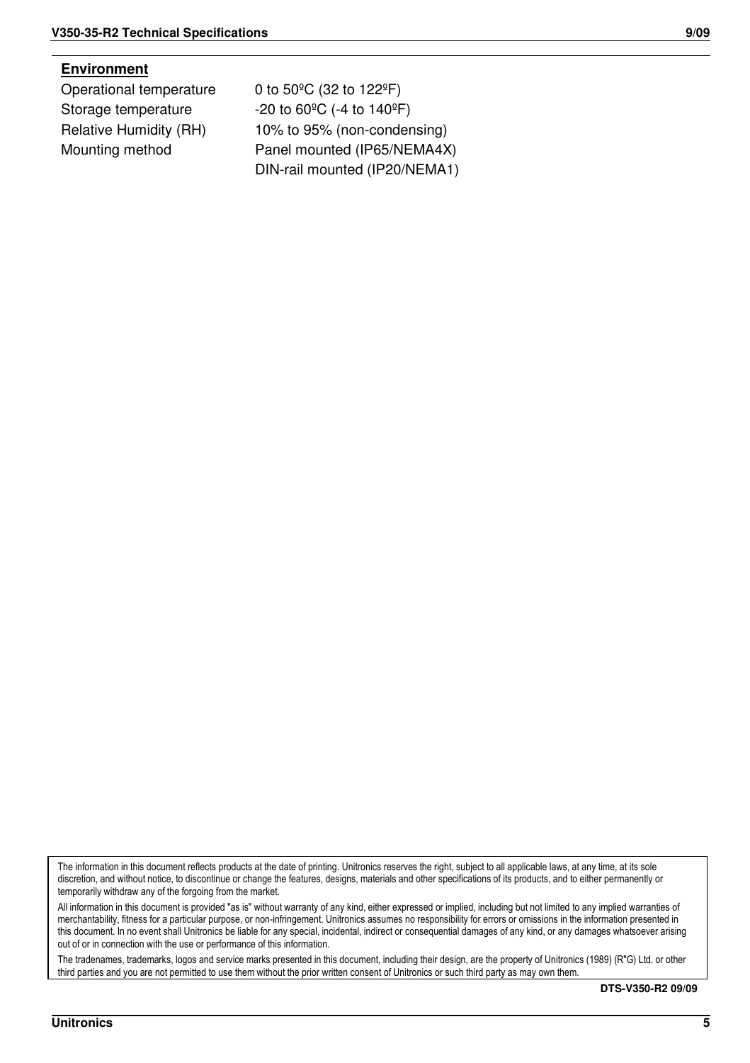### Environment

| | |
|---|---|
| Operational temperature | 0 to 50ºC (32 to 122ºF) |
| Storage temperature | -20 to 60ºC (-4 to 140ºF) |
| Relative Humidity (RH) | 10% to 95% (non-condensing) |
| Mounting method | Panel mounted (IP65/NEMA4X) |
| | DIN-rail mounted (IP20/NEMA1) |

The information in this document reflects products at the date of printing. Unitronics reserves the right, subject to all applicable laws, at any time, at its sole discretion, and without notice, to discontinue or change the features, designs, materials and other specifications of its products, and to either permanently or temporarily withdraw any of the forgoing from the market.

All information in this document is provided "as is" without warranty of any kind, either expressed or implied, including but not limited to any implied warranties of merchantability, fitness for a particular purpose, or non-infringement. Unitronics assumes no responsibility for errors or omissions in the information presented in this document. In no event shall Unitronics be liable for any special, incidental, indirect or consequential damages of any kind, or any damages whatsoever arising out of or in connection with the use or performance of this information.

The tradenames, trademarks, logos and service marks presented in this document, including their design, are the property of Unitronics (1989) (R"G) Ltd. or other third parties and you are not permitted to use them without the prior written consent of Unitronics or such third party as may own them.

DTS-V350-R2 09/09